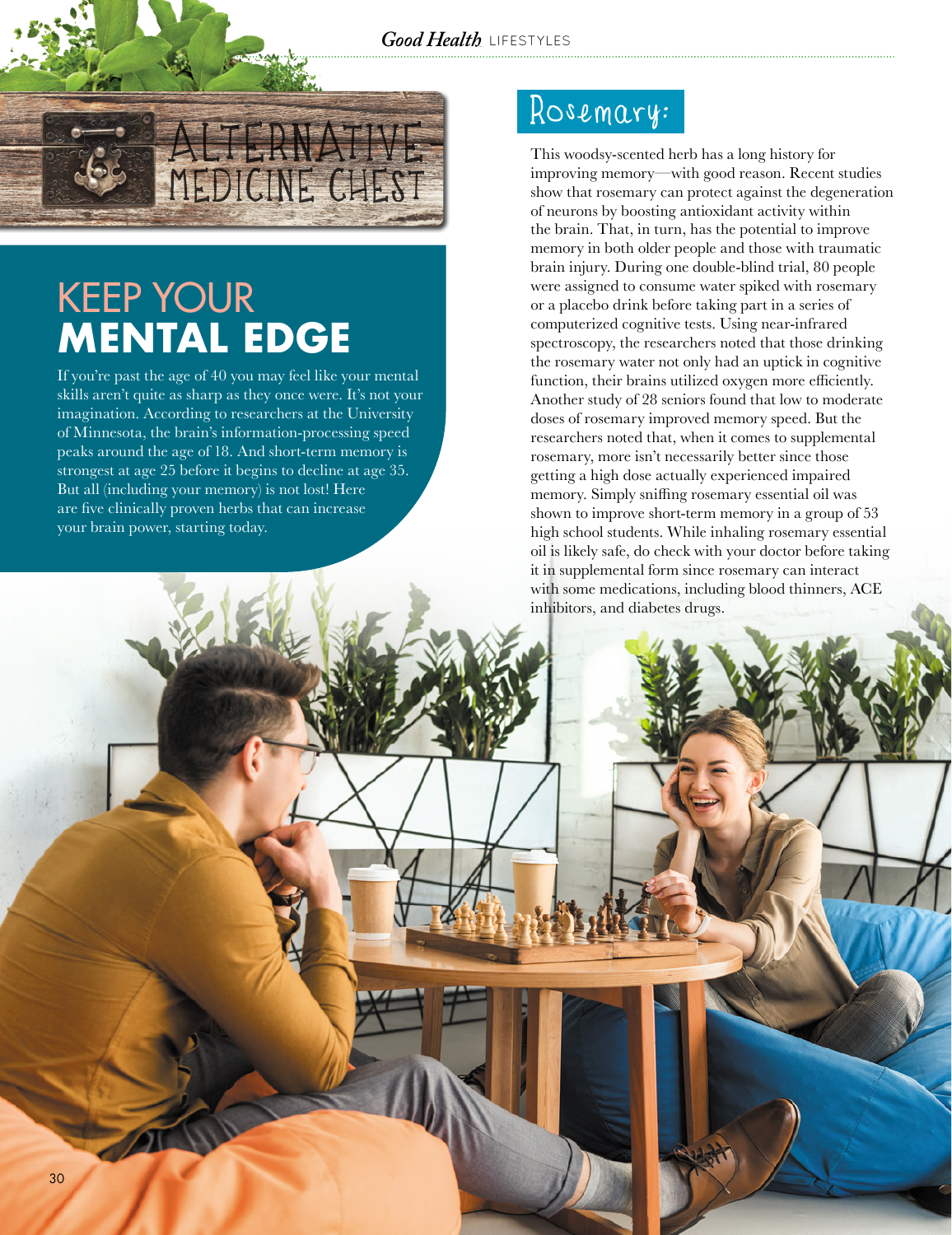# Alternative Medicine Chest

## KEEP YOUR **MENTAL EDGE**

If you're past the age of 40 you may feel like your mental skills aren't quite as sharp as they once were. It's not your imagination. According to researchers at the University of Minnesota, the brain's information-processing speed peaks around the age of 18. And short-term memory is strongest at age 25 before it begins to decline at age 35. But all (including your memory) is not lost! Here are five clinically proven herbs that can increase your brain power, starting today.

## Rosemary:

This woodsy-scented herb has a long history for improving memory—with good reason. Recent studies show that rosemary can protect against the degeneration of neurons by boosting antioxidant activity within the brain. That, in turn, has the potential to improve memory in both older people and those with traumatic brain injury. During one double-blind trial, 80 people were assigned to consume water spiked with rosemary or a placebo drink before taking part in a series of computerized cognitive tests. Using near-infrared spectroscopy, the researchers noted that those drinking the rosemary water not only had an uptick in cognitive function, their brains utilized oxygen more efficiently. Another study of 28 seniors found that low to moderate doses of rosemary improved memory speed. But the researchers noted that, when it comes to supplemental rosemary, more isn't necessarily better since those getting a high dose actually experienced impaired memory. Simply sniffing rosemary essential oil was shown to improve short-term memory in a group of 53 high school students. While inhaling rosemary essential oil is likely safe, do check with your doctor before taking it in supplemental form since rosemary can interact with some medications, including blood thinners, ACE inhibitors, and diabetes drugs.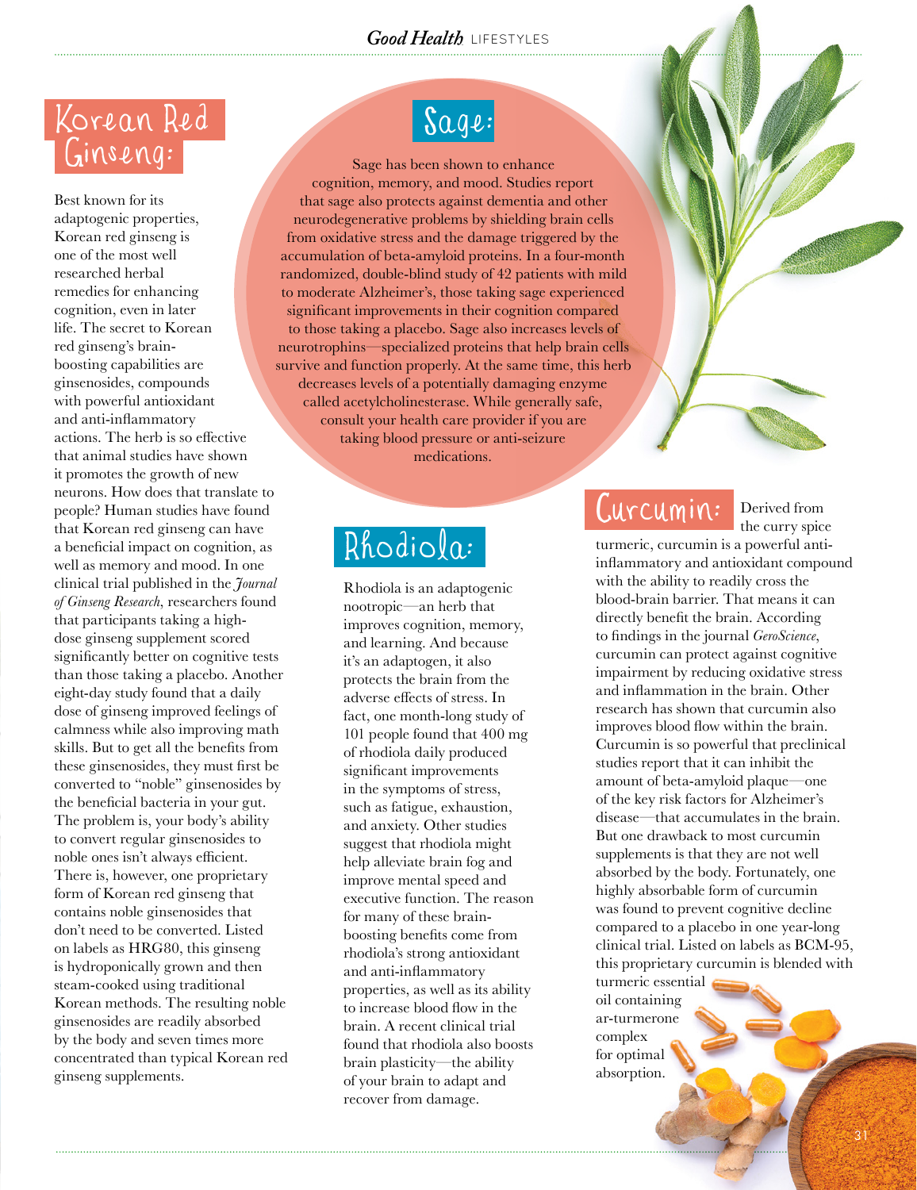## Korean Red Ginseng:

Best known for its adaptogenic properties, Korean red ginseng is one of the most well researched herbal remedies for enhancing cognition, even in later life. The secret to Korean red ginseng's brain-boosting capabilities are ginsenosides, compounds with powerful antioxidant and anti-inflammatory actions. The herb is so effective that animal studies have shown it promotes the growth of new neurons. How does that translate to people? Human studies have found that Korean red ginseng can have a beneficial impact on cognition, as well as memory and mood. In one clinical trial published in the *Journal of Ginseng Research*, researchers found that participants taking a high-dose ginseng supplement scored significantly better on cognitive tests than those taking a placebo. Another eight-day study found that a daily dose of ginseng improved feelings of calmness while also improving math skills. But to get all the benefits from these ginsenosides, they must first be converted to "noble" ginsenosides by the beneficial bacteria in your gut. The problem is, your body's ability to convert regular ginsenosides to noble ones isn't always efficient. There is, however, one proprietary form of Korean red ginseng that contains noble ginsenosides that don't need to be converted. Listed on labels as HRG80, this ginseng is hydroponically grown and then steam-cooked using traditional Korean methods. The resulting noble ginsenosides are readily absorbed by the body and seven times more concentrated than typical Korean red ginseng supplements.

## Sage:

Sage has been shown to enhance cognition, memory, and mood. Studies report that sage also protects against dementia and other neurodegenerative problems by shielding brain cells from oxidative stress and the damage triggered by the accumulation of beta-amyloid proteins. In a four-month randomized, double-blind study of 42 patients with mild to moderate Alzheimer's, those taking sage experienced significant improvements in their cognition compared to those taking a placebo. Sage also increases levels of neurotrophins—specialized proteins that help brain cells survive and function properly. At the same time, this herb decreases levels of a potentially damaging enzyme called acetylcholinesterase. While generally safe, consult your health care provider if you are taking blood pressure or anti-seizure medications.

## Rhodiola:

Rhodiola is an adaptogenic nootropic—an herb that improves cognition, memory, and learning. And because it's an adaptogen, it also protects the brain from the adverse effects of stress. In fact, one month-long study of 101 people found that 400 mg of rhodiola daily produced significant improvements in the symptoms of stress, such as fatigue, exhaustion, and anxiety. Other studies suggest that rhodiola might help alleviate brain fog and improve mental speed and executive function. The reason for many of these brain-boosting benefits come from rhodiola's strong antioxidant and anti-inflammatory properties, as well as its ability to increase blood flow in the brain. A recent clinical trial found that rhodiola also boosts brain plasticity—the ability of your brain to adapt and recover from damage.

## Curcumin:

Derived from the curry spice turmeric, curcumin is a powerful anti-inflammatory and antioxidant compound with the ability to readily cross the blood-brain barrier. That means it can directly benefit the brain. According to findings in the journal *GeroScience*, curcumin can protect against cognitive impairment by reducing oxidative stress and inflammation in the brain. Other research has shown that curcumin also improves blood flow within the brain. Curcumin is so powerful that preclinical studies report that it can inhibit the amount of beta-amyloid plaque—one of the key risk factors for Alzheimer's disease—that accumulates in the brain. But one drawback to most curcumin supplements is that they are not well absorbed by the body. Fortunately, one highly absorbable form of curcumin was found to prevent cognitive decline compared to a placebo in one year-long clinical trial. Listed on labels as BCM-95, this proprietary curcumin is blended with turmeric essential oil containing ar-turmerone complex for optimal absorption.